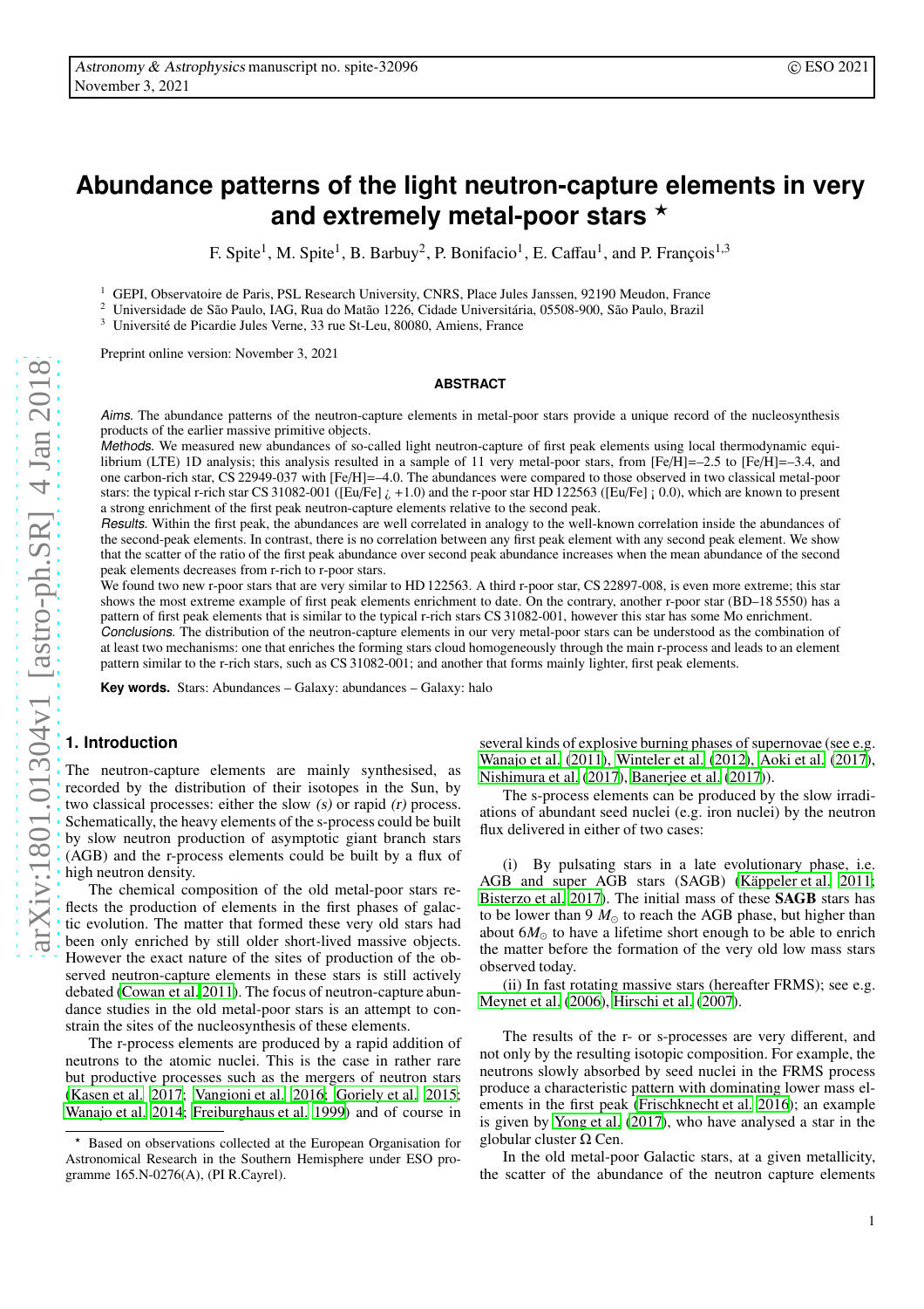# Abundance patterns of the light neutron-capture elements in very and extremely metal-poor stars ⋆

F. Spite[1], M. Spite[1], B. Barbuy[2], P. Bonifacio[1], E. Caffau[1], and P. François[1,3]

[1] GEPI, Observatoire de Paris, PSL Research University, CNRS, Place Jules Janssen, 92190 Meudon, France
[2] Universidade de São Paulo, IAG, Rua do Matão 1226, Cidade Universitária, 05508-900, São Paulo, Brazil
[3] Université de Picardie Jules Verne, 33 rue St-Leu, 80080, Amiens, France

Preprint online version: November 3, 2021

## ABSTRACT

*Aims.* The abundance patterns of the neutron-capture elements in metal-poor stars provide a unique record of the nucleosynthesis products of the earlier massive primitive objects.

*Methods.* We measured new abundances of so-called light neutron-capture of first peak elements using local thermodynamic equilibrium (LTE) 1D analysis; this analysis resulted in a sample of 11 very metal-poor stars, from [Fe/H]=–2.5 to [Fe/H]=–3.4, and one carbon-rich star, CS 22949-037 with [Fe/H]=–4.0. The abundances were compared to those observed in two classical metal-poor stars: the typical r-rich star CS 31082-001 ([Eu/Fe] ¿ +1.0) and the r-poor star HD 122563 ([Eu/Fe] ¡ 0.0), which are known to present a strong enrichment of the first peak neutron-capture elements relative to the second peak.

*Results.* Within the first peak, the abundances are well correlated in analogy to the well-known correlation inside the abundances of the second-peak elements. In contrast, there is no correlation between any first peak element with any second peak element. We show that the scatter of the ratio of the first peak abundance over second peak abundance increases when the mean abundance of the second peak elements decreases from r-rich to r-poor stars.

We found two new r-poor stars that are very similar to HD 122563. A third r-poor star, CS 22897-008, is even more extreme; this star shows the most extreme example of first peak elements enrichment to date. On the contrary, another r-poor star (BD–18 5550) has a pattern of first peak elements that is similar to the typical r-rich stars CS 31082-001, however this star has some Mo enrichment.

*Conclusions.* The distribution of the neutron-capture elements in our very metal-poor stars can be understood as the combination of at least two mechanisms: one that enriches the forming stars cloud homogeneously through the main r-process and leads to an element pattern similar to the r-rich stars, such as CS 31082-001; and another that forms mainly lighter, first peak elements.

**Key words.** Stars: Abundances – Galaxy: abundances – Galaxy: halo

## 1. Introduction

The neutron-capture elements are mainly synthesised, as recorded by the distribution of their isotopes in the Sun, by two classical processes: either the slow *(s)* or rapid *(r)* process. Schematically, the heavy elements of the s-process could be built by slow neutron production of asymptotic giant branch stars (AGB) and the r-process elements could be built by a flux of high neutron density.

The chemical composition of the old metal-poor stars reflects the production of elements in the first phases of galactic evolution. The matter that formed these very old stars had been only enriched by still older short-lived massive objects. However the exact nature of the sites of production of the observed neutron-capture elements in these stars is still actively debated (Cowan et al. 2011). The focus of neutron-capture abundance studies in the old metal-poor stars is an attempt to constrain the sites of the nucleosynthesis of these elements.

The r-process elements are produced by a rapid addition of neutrons to the atomic nuclei. This is the case in rather rare but productive processes such as the mergers of neutron stars (Kasen et al. 2017; Vangioni et al. 2016; Goriely et al. 2015; Wanajo et al. 2014; Freiburghaus et al. 1999) and of course in several kinds of explosive burning phases of supernovae (see e.g. Wanajo et al. (2011), Winteler et al. (2012), Aoki et al. (2017), Nishimura et al. (2017), Banerjee et al. (2017)).

The s-process elements can be produced by the slow irradiations of abundant seed nuclei (e.g. iron nuclei) by the neutron flux delivered in either of two cases:

(i) By pulsating stars in a late evolutionary phase, i.e. AGB and super AGB stars (SAGB) (Käppeler et al. 2011; Bisterzo et al. 2017). The initial mass of these **SAGB** stars has to be lower than 9 $M_{\odot}$ to reach the AGB phase, but higher than about 6$M_{\odot}$ to have a lifetime short enough to be able to enrich the matter before the formation of the very old low mass stars observed today.

(ii) In fast rotating massive stars (hereafter FRMS); see e.g. Meynet et al. (2006), Hirschi et al. (2007).

The results of the r- or s-processes are very different, and not only by the resulting isotopic composition. For example, the neutrons slowly absorbed by seed nuclei in the FRMS process produce a characteristic pattern with dominating lower mass elements in the first peak (Frischknecht et al. 2016); an example is given by Yong et al. (2017), who have analysed a star in the globular cluster Ω Cen.

In the old metal-poor Galactic stars, at a given metallicity, the scatter of the abundance of the neutron capture elements

⋆ Based on observations collected at the European Organisation for Astronomical Research in the Southern Hemisphere under ESO programme 165.N-0276(A), (PI R.Cayrel).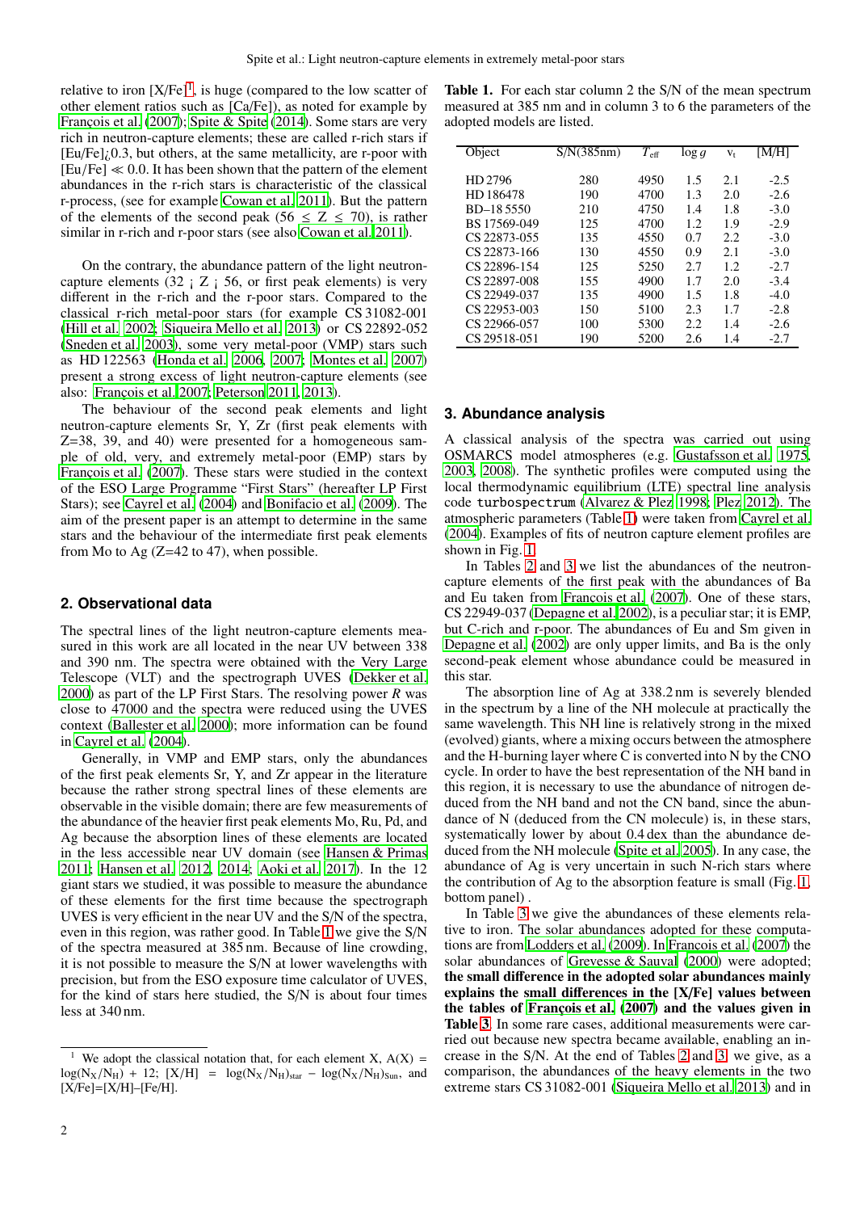relative to iron [X/Fe][1], is huge (compared to the low scatter of other element ratios such as [Ca/Fe]), as noted for example by François et al. (2007); Spite & Spite (2014). Some stars are very rich in neutron-capture elements; these are called r-rich stars if [Eu/Fe]¿0.3, but others, at the same metallicity, are r-poor with [Eu/Fe] $\ll 0.0$. It has been shown that the pattern of the element abundances in the r-rich stars is characteristic of the classical r-process, (see for example Cowan et al. 2011). But the pattern of the elements of the second peak ($56 \leq Z \leq 70$), is rather similar in r-rich and r-poor stars (see also Cowan et al. 2011).

On the contrary, the abundance pattern of the light neutron-capture elements (32 ¡ Z ¡ 56, or first peak elements) is very different in the r-rich and the r-poor stars. Compared to the classical r-rich metal-poor stars (for example CS 31082-001 (Hill et al. 2002; Siqueira Mello et al. 2013) or CS 22892-052 (Sneden et al. 2003), some very metal-poor (VMP) stars such as HD 122563 (Honda et al. 2006, 2007; Montes et al. 2007) present a strong excess of light neutron-capture elements (see also: François et al. 2007; Peterson 2011, 2013).

The behaviour of the second peak elements and light neutron-capture elements Sr, Y, Zr (first peak elements with Z=38, 39, and 40) were presented for a homogeneous sample of old, very, and extremely metal-poor (EMP) stars by François et al. (2007). These stars were studied in the context of the ESO Large Programme "First Stars" (hereafter LP First Stars); see Cayrel et al. (2004) and Bonifacio et al. (2009). The aim of the present paper is an attempt to determine in the same stars and the behaviour of the intermediate first peak elements from Mo to Ag (Z=42 to 47), when possible.

## 2. Observational data

The spectral lines of the light neutron-capture elements measured in this work are all located in the near UV between 338 and 390 nm. The spectra were obtained with the Very Large Telescope (VLT) and the spectrograph UVES (Dekker et al. 2000) as part of the LP First Stars. The resolving power $R$ was close to 47000 and the spectra were reduced using the UVES context (Ballester et al. 2000); more information can be found in Cayrel et al. (2004).

Generally, in VMP and EMP stars, only the abundances of the first peak elements Sr, Y, and Zr appear in the literature because the rather strong spectral lines of these elements are observable in the visible domain; there are few measurements of the abundance of the heavier first peak elements Mo, Ru, Pd, and Ag because the absorption lines of these elements are located in the less accessible near UV domain (see Hansen & Primas 2011; Hansen et al. 2012, 2014; Aoki et al. 2017). In the 12 giant stars we studied, it was possible to measure the abundance of these elements for the first time because the spectrograph UVES is very efficient in the near UV and the S/N of the spectra, even in this region, was rather good. In Table 1 we give the S/N of the spectra measured at 385 nm. Because of line crowding, it is not possible to measure the S/N at lower wavelengths with precision, but from the ESO exposure time calculator of UVES, for the kind of stars here studied, the S/N is about four times less at 340 nm.

[1] We adopt the classical notation that, for each element X, $A(X) = \log(N_X/N_H) + 12$; $[X/H] = \log(N_X/N_H)_{star} - \log(N_X/N_H)_{Sun}$, and $[X/Fe]=[X/H]-[Fe/H]$.

**Table 1.** For each star column 2 the S/N of the mean spectrum measured at 385 nm and in column 3 to 6 the parameters of the adopted models are listed.

| Object | S/N(385nm) | $T_{eff}$ | $\log g$ | $v_t$ | [M/H] |
|---|---|---|---|---|---|
| HD 2796 | 280 | 4950 | 1.5 | 2.1 | -2.5 |
| HD 186478 | 190 | 4700 | 1.3 | 2.0 | -2.6 |
| BD–18 5550 | 210 | 4750 | 1.4 | 1.8 | -3.0 |
| BS 17569-049 | 125 | 4700 | 1.2 | 1.9 | -2.9 |
| CS 22873-055 | 135 | 4550 | 0.7 | 2.2 | -3.0 |
| CS 22873-166 | 130 | 4550 | 0.9 | 2.1 | -3.0 |
| CS 22896-154 | 125 | 5250 | 2.7 | 1.2 | -2.7 |
| CS 22897-008 | 155 | 4900 | 1.7 | 2.0 | -3.4 |
| CS 22949-037 | 135 | 4900 | 1.5 | 1.8 | -4.0 |
| CS 22953-003 | 150 | 5100 | 2.3 | 1.7 | -2.8 |
| CS 22966-057 | 100 | 5300 | 2.2 | 1.4 | -2.6 |
| CS 29518-051 | 190 | 5200 | 2.6 | 1.4 | -2.7 |

## 3. Abundance analysis

A classical analysis of the spectra was carried out using OSMARCS model atmospheres (e.g. Gustafsson et al. 1975, 2003, 2008). The synthetic profiles were computed using the local thermodynamic equilibrium (LTE) spectral line analysis code `turbospectrum` (Alvarez & Plez 1998; Plez 2012). The atmospheric parameters (Table 1) were taken from Cayrel et al. (2004). Examples of fits of neutron capture element profiles are shown in Fig. 1.

In Tables 2 and 3 we list the abundances of the neutron-capture elements of the first peak with the abundances of Ba and Eu taken from François et al. (2007). One of these stars, CS 22949-037 (Depagne et al. 2002), is a peculiar star; it is EMP, but C-rich and r-poor. The abundances of Eu and Sm given in Depagne et al. (2002) are only upper limits, and Ba is the only second-peak element whose abundance could be measured in this star.

The absorption line of Ag at 338.2 nm is severely blended in the spectrum by a line of the NH molecule at practically the same wavelength. This NH line is relatively strong in the mixed (evolved) giants, where a mixing occurs between the atmosphere and the H-burning layer where C is converted into N by the CNO cycle. In order to have the best representation of the NH band in this region, it is necessary to use the abundance of nitrogen deduced from the NH band and not the CN band, since the abundance of N (deduced from the CN molecule) is, in these stars, systematically lower by about 0.4 dex than the abundance deduced from the NH molecule (Spite et al. 2005). In any case, the abundance of Ag is very uncertain in such N-rich stars where the contribution of Ag to the absorption feature is small (Fig. 1, bottom panel) .

In Table 3 we give the abundances of these elements relative to iron. The solar abundances adopted for these computations are from Lodders et al. (2009). In François et al. (2007) the solar abundances of Grevesse & Sauval (2000) were adopted; **the small difference in the adopted solar abundances mainly explains the small differences in the [X/Fe] values between the tables of François et al. (2007) and the values given in Table 3**. In some rare cases, additional measurements were carried out because new spectra became available, enabling an increase in the S/N. At the end of Tables 2 and 3, we give, as a comparison, the abundances of the heavy elements in the two extreme stars CS 31082-001 (Siqueira Mello et al. 2013) and in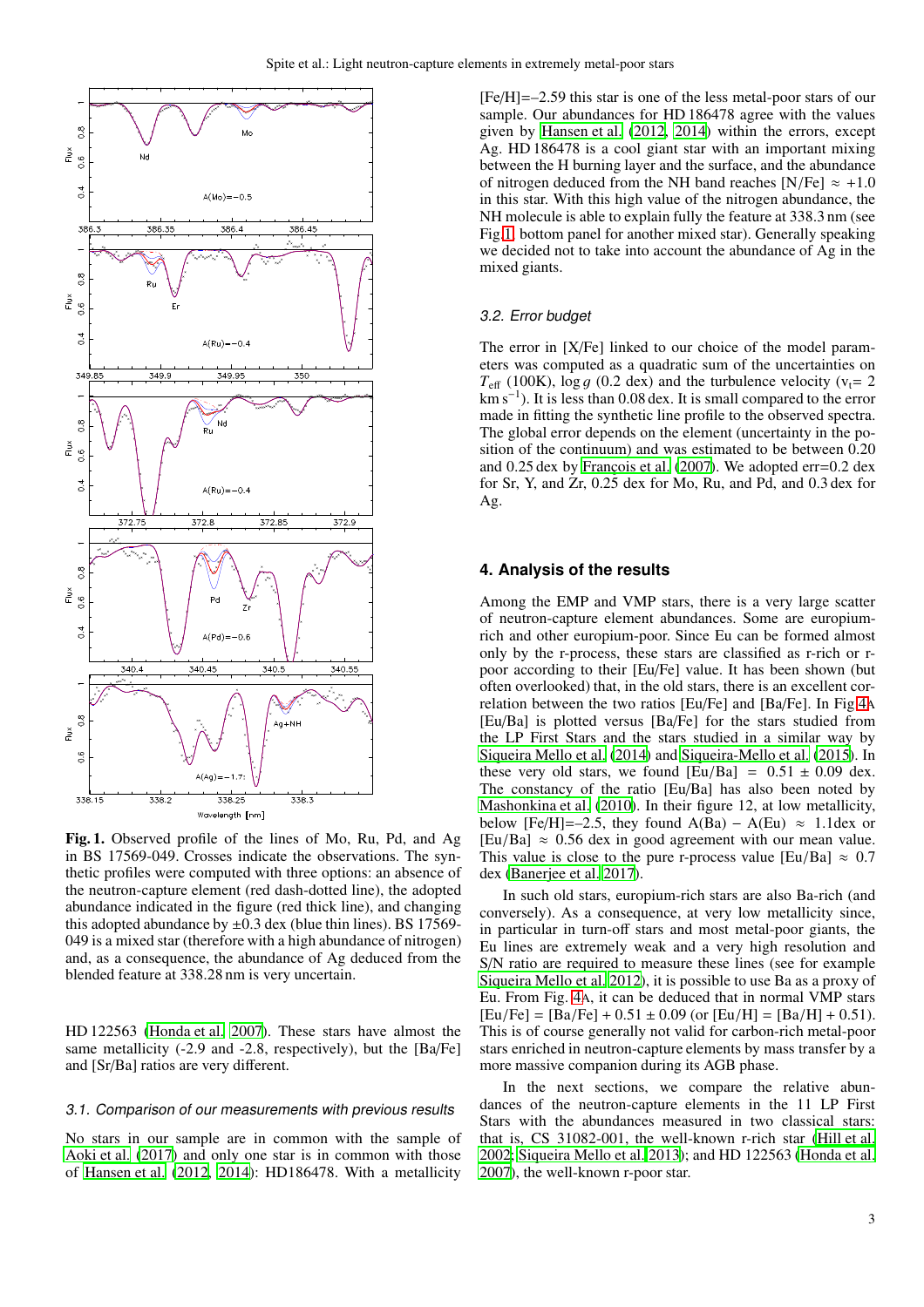**Fig. 1.** Observed profile of the lines of Mo, Ru, Pd, and Ag in BS 17569-049. Crosses indicate the observations. The synthetic profiles were computed with three options: an absence of the neutron-capture element (red dash-dotted line), the adopted abundance indicated in the figure (red thick line), and changing this adopted abundance by ±0.3 dex (blue thin lines). BS 17569-049 is a mixed star (therefore with a high abundance of nitrogen) and, as a consequence, the abundance of Ag deduced from the blended feature at 338.28 nm is very uncertain.

HD 122563 (Honda et al. 2007). These stars have almost the same metallicity (-2.9 and -2.8, respectively), but the [Ba/Fe] and [Sr/Ba] ratios are very different.

### 3.1. Comparison of our measurements with previous results

No stars in our sample are in common with the sample of Aoki et al. (2017) and only one star is in common with those of Hansen et al. (2012, 2014): HD186478. With a metallicity [Fe/H]=–2.59 this star is one of the less metal-poor stars of our sample. Our abundances for HD 186478 agree with the values given by Hansen et al. (2012, 2014) within the errors, except Ag. HD 186478 is a cool giant star with an important mixing between the H burning layer and the surface, and the abundance of nitrogen deduced from the NH band reaches [N/Fe] ≈ +1.0 in this star. With this high value of the nitrogen abundance, the NH molecule is able to explain fully the feature at 338.3 nm (see Fig.1, bottom panel for another mixed star). Generally speaking we decided not to take into account the abundance of Ag in the mixed giants.

### 3.2. Error budget

The error in [X/Fe] linked to our choice of the model parameters was computed as a quadratic sum of the uncertainties on $T_{\rm eff}$ (100K), log $g$ (0.2 dex) and the turbulence velocity ($v_t$= 2 km s$^{-1}$). It is less than 0.08 dex. It is small compared to the error made in fitting the synthetic line profile to the observed spectra. The global error depends on the element (uncertainty in the position of the continuum) and was estimated to be between 0.20 and 0.25 dex by François et al. (2007). We adopted err=0.2 dex for Sr, Y, and Zr, 0.25 dex for Mo, Ru, and Pd, and 0.3 dex for Ag.

## 4. Analysis of the results

Among the EMP and VMP stars, there is a very large scatter of neutron-capture element abundances. Some are europium-rich and other europium-poor. Since Eu can be formed almost only by the r-process, these stars are classified as r-rich or r-poor according to their [Eu/Fe] value. It has been shown (but often overlooked) that, in the old stars, there is an excellent correlation between the two ratios [Eu/Fe] and [Ba/Fe]. In Fig 4A [Eu/Ba] is plotted versus [Ba/Fe] for the stars studied from the LP First Stars and the stars studied in a similar way by Siqueira Mello et al. (2014) and Siqueira-Mello et al. (2015). In these very old stars, we found [Eu/Ba] = 0.51 ± 0.09 dex. The constancy of the ratio [Eu/Ba] has also been noted by Mashonkina et al. (2010). In their figure 12, at low metallicity, below [Fe/H]=–2.5, they found A(Ba) – A(Eu) ≈ 1.1dex or [Eu/Ba] ≈ 0.56 dex in good agreement with our mean value. This value is close to the pure r-process value [Eu/Ba] ≈ 0.7 dex (Banerjee et al. 2017).

In such old stars, europium-rich stars are also Ba-rich (and conversely). As a consequence, at very low metallicity since, in particular in turn-off stars and most metal-poor giants, the Eu lines are extremely weak and a very high resolution and S/N ratio are required to measure these lines (see for example Siqueira Mello et al. 2012), it is possible to use Ba as a proxy of Eu. From Fig. 4A, it can be deduced that in normal VMP stars [Eu/Fe] = [Ba/Fe] + 0.51 ± 0.09 (or [Eu/H] = [Ba/H] + 0.51). This is of course generally not valid for carbon-rich metal-poor stars enriched in neutron-capture elements by mass transfer by a more massive companion during its AGB phase.

In the next sections, we compare the relative abundances of the neutron-capture elements in the 11 LP First Stars with the abundances measured in two classical stars: that is, CS 31082-001, the well-known r-rich star (Hill et al. 2002; Siqueira Mello et al. 2013); and HD 122563 (Honda et al. 2007), the well-known r-poor star.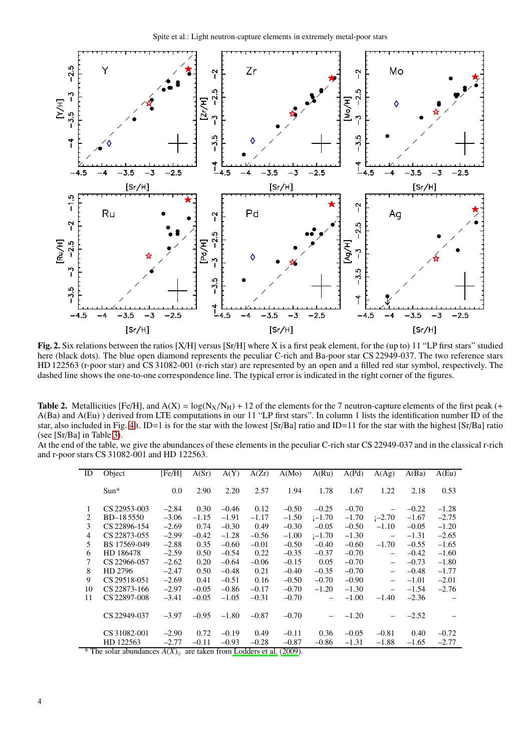**Fig. 2.** Six relations between the ratios [X/H] versus [Sr/H] where X is a first peak element, for the (up to) 11 "LP first stars" studied here (black dots). The blue open diamond represents the peculiar C-rich and Ba-poor star CS 22949-037. The two reference stars HD 122563 (r-poor star) and CS 31082-001 (r-rich star) are represented by an open and a filled red star symbol, respectively. The dashed line shows the one-to-one correspondence line. The typical error is indicated in the right corner of the figures.

**Table 2.** Metallicities [Fe/H], and A(X) = log($N_X$/$N_H$) + 12 of the elements for the 7 neutron-capture elements of the first peak (+ A(Ba) and A(Eu) ) derived from LTE computations in our 11 "LP first stars". In column 1 lists the identification number ID of the star, also included in Fig. 4b. ID=1 is for the star with the lowest [Sr/Ba] ratio and ID=11 for the star with the highest [Sr/Ba] ratio (see [Sr/Ba] in Table 3).
At the end of the table, we give the abundances of these elements in the peculiar C-rich star CS 22949-037 and in the classical r-rich and r-poor stars CS 31082-001 and HD 122563.

| ID | Object | [Fe/H] | A(Sr) | A(Y) | A(Zr) | A(Mo) | A(Ru) | A(Pd) | A(Ag) | A(Ba) | A(Eu) |
|---|---|---|---|---|---|---|---|---|---|---|---|
| | Sun* | 0.0 | 2.90 | 2.20 | 2.57 | 1.94 | 1.78 | 1.67 | 1.22 | 2.18 | 0.53 |
| 1 | CS 22953-003 | –2.84 | 0.30 | –0.46 | 0.12 | –0.50 | –0.25 | –0.70 | – | –0.22 | –1.28 |
| 2 | BD–18 5550 | –3.06 | –1.15 | –1.91 | –1.17 | –1.50 | <–1.70 | –1.70 | <–2.70 | –1.67 | –2.75 |
| 3 | CS 22896-154 | –2.69 | 0.74 | –0.30 | 0.49 | –0.30 | –0.05 | –0.50 | –1.10 | –0.05 | –1.20 |
| 4 | CS 22873-055 | –2.99 | –0.42 | –1.28 | –0.56 | –1.00 | <–1.70 | –1.30 | – | –1.31 | –2.65 |
| 5 | BS 17569-049 | –2.88 | 0.35 | –0.60 | –0.01 | –0.50 | –0.40 | –0.60 | –1.70 | –0.55 | –1.65 |
| 6 | HD 186478 | –2.59 | 0.50 | –0.54 | 0.22 | –0.35 | –0.37 | –0.70 | – | –0.42 | –1.60 |
| 7 | CS 22966-057 | –2.62 | 0.20 | –0.64 | –0.06 | –0.15 | 0.05 | –0.70 | – | –0.73 | –1.80 |
| 8 | HD 2796 | –2.47 | 0.50 | –0.48 | 0.21 | –0.40 | –0.35 | –0.70 | – | –0.48 | –1.77 |
| 9 | CS 29518-051 | –2.69 | 0.41 | –0.51 | 0.16 | –0.50 | –0.70 | –0.90 | – | –1.01 | –2.01 |
| 10 | CS 22873-166 | –2.97 | –0.05 | –0.86 | –0.17 | –0.70 | –1.20 | –1.30 | – | –1.54 | –2.76 |
| 11 | CS 22897-008 | –3.41 | –0.05 | –1.05 | –0.31 | –0.70 | – | –1.00 | –1.40 | –2.36 | – |
| | CS 22949-037 | –3.97 | –0.95 | –1.80 | –0.87 | –0.70 | – | –1.20 | – | –2.52 | – |
| | CS 31082-001 | –2.90 | 0.72 | –0.19 | 0.49 | –0.11 | 0.36 | –0.05 | –0.81 | 0.40 | –0.72 |
| | HD 122563 | –2.77 | –0.11 | –0.93 | –0.28 | –0.87 | –0.86 | –1.31 | –1.88 | –1.65 | –2.77 |

* The solar abundances $A(X)_{\odot}$ are taken from Lodders et al. (2009).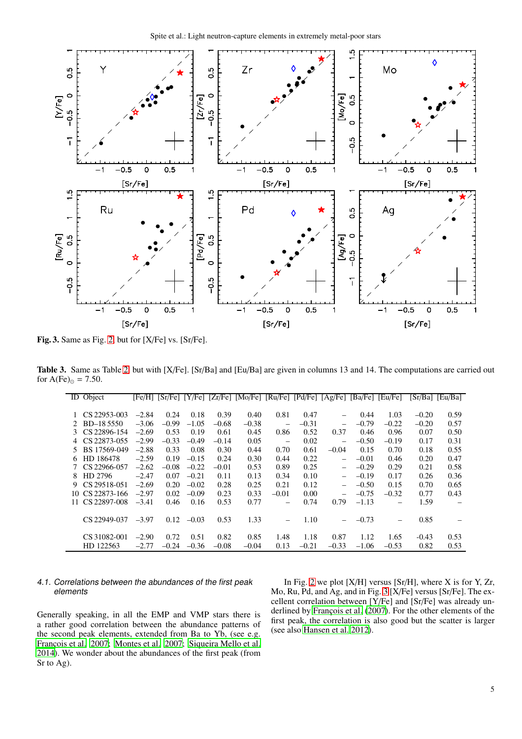**Fig. 3.** Same as Fig. 2, but for [X/Fe] vs. [Sr/Fe].

**Table 3.** Same as Table 2, but with [X/Fe]. [Sr/Ba] and [Eu/Ba] are given in columns 13 and 14. The computations are carried out for A(Fe)$_\odot$ = 7.50.

| ID | Object | [Fe/H] | [Sr/Fe] | [Y/Fe] | [Zr/Fe] | [Mo/Fe] | [Ru/Fe] | [Pd/Fe] | [Ag/Fe] | [Ba/Fe] | [Eu/Fe] | [Sr/Ba] | [Eu/Ba] |
|---|---|---|---|---|---|---|---|---|---|---|---|---|---|
| 1 | CS 22953-003 | −2.84 | 0.24 | 0.18 | 0.39 | 0.40 | 0.81 | 0.47 | – | 0.44 | 1.03 | −0.20 | 0.59 |
| 2 | BD−18 5550 | −3.06 | −0.99 | −1.05 | −0.68 | −0.38 | – | −0.31 | – | −0.79 | −0.22 | −0.20 | 0.57 |
| 3 | CS 22896-154 | −2.69 | 0.53 | 0.19 | 0.61 | 0.45 | 0.86 | 0.52 | 0.37 | 0.46 | 0.96 | 0.07 | 0.50 |
| 4 | CS 22873-055 | −2.99 | −0.33 | −0.49 | −0.14 | 0.05 | – | 0.02 | – | −0.50 | −0.19 | 0.17 | 0.31 |
| 5 | BS 17569-049 | −2.88 | 0.33 | 0.08 | 0.30 | 0.44 | 0.70 | 0.61 | −0.04 | 0.15 | 0.70 | 0.18 | 0.55 |
| 6 | HD 186478 | −2.59 | 0.19 | −0.15 | 0.24 | 0.30 | 0.44 | 0.22 | – | −0.01 | 0.46 | 0.20 | 0.47 |
| 7 | CS 22966-057 | −2.62 | −0.08 | −0.22 | −0.01 | 0.53 | 0.89 | 0.25 | – | −0.29 | 0.29 | 0.21 | 0.58 |
| 8 | HD 2796 | −2.47 | 0.07 | −0.21 | 0.11 | 0.13 | 0.34 | 0.10 | – | −0.19 | 0.17 | 0.26 | 0.36 |
| 9 | CS 29518-051 | −2.69 | 0.20 | −0.02 | 0.28 | 0.25 | 0.21 | 0.12 | – | −0.50 | 0.15 | 0.70 | 0.65 |
| 10 | CS 22873-166 | −2.97 | 0.02 | −0.09 | 0.23 | 0.33 | −0.01 | 0.00 | – | −0.75 | −0.32 | 0.77 | 0.43 |
| 11 | CS 22897-008 | −3.41 | 0.46 | 0.16 | 0.53 | 0.77 | – | 0.74 | 0.79 | −1.13 | – | 1.59 | – |
| | CS 22949-037 | −3.97 | 0.12 | −0.03 | 0.53 | 1.33 | – | 1.10 | – | −0.73 | – | 0.85 | – |
| | CS 31082-001 | −2.90 | 0.72 | 0.51 | 0.82 | 0.85 | 1.48 | 1.18 | 0.87 | 1.12 | 1.65 | -0.43 | 0.53 |
| | HD 122563 | −2.77 | −0.24 | −0.36 | −0.08 | −0.04 | 0.13 | −0.21 | −0.33 | −1.06 | −0.53 | 0.82 | 0.53 |

### 4.1. Correlations between the abundances of the first peak elements

Generally speaking, in all the EMP and VMP stars there is a rather good correlation between the abundance patterns of the second peak elements, extended from Ba to Yb, (see e.g. François et al. 2007; Montes et al. 2007; Siqueira Mello et al. 2014). We wonder about the abundances of the first peak (from Sr to Ag).

In Fig. 2 we plot [X/H] versus [Sr/H], where X is for Y, Zr, Mo, Ru, Pd, and Ag, and in Fig. 3 [X/Fe] versus [Sr/Fe]. The excellent correlation between [Y/Fe] and [Sr/Fe] was already underlined by François et al. (2007). For the other elements of the first peak, the correlation is also good but the scatter is larger (see also Hansen et al. 2012).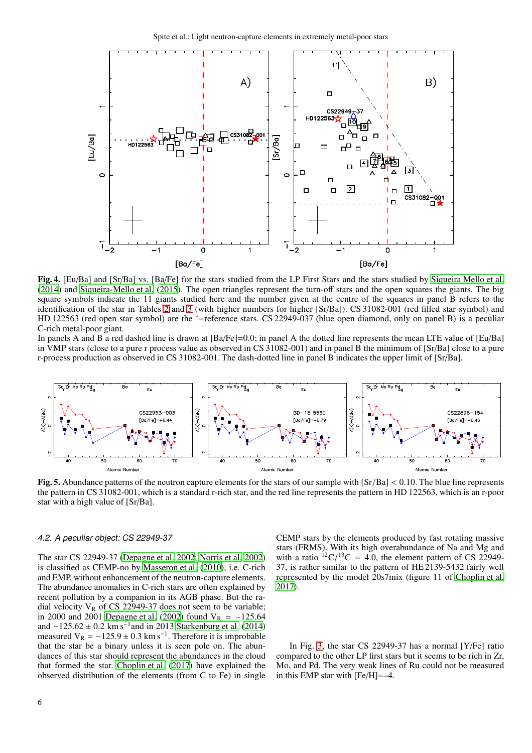**Fig. 4.** [Eu/Ba] and [Sr/Ba] vs. [Ba/Fe] for the stars studied from the LP First Stars and the stars studied by Siqueira Mello et al. (2014) and Siqueira-Mello et al. (2015). The open triangles represent the turn-off stars and the open squares the giants. The big square symbols indicate the 11 giants studied here and the number given at the centre of the squares in panel B refers to the identification of the star in Tables 2 and 3 (with higher numbers for higher [Sr/Ba]). CS 31082-001 (red filled star symbol) and HD 122563 (red open star symbol) are the '=reference stars. CS 22949-037 (blue open diamond, only on panel B) is a peculiar C-rich metal-poor giant.
In panels A and B a red dashed line is drawn at [Ba/Fe]=0.0; in panel A the dotted line represents the mean LTE value of [Eu/Ba] in VMP stars (close to a pure r process value as observed in CS 31082-001) and in panel B the minimum of [Sr/Ba] close to a pure r-process production as observed in CS 31082-001. The dash-dotted line in panel B indicates the upper limit of [Sr/Ba].

**Fig. 5.** Abundance patterns of the neutron capture elements for the stars of our sample with [Sr/Ba] < 0.10. The blue line represents the pattern in CS 31082-001, which is a standard r-rich star, and the red line represents the pattern in HD 122563, which is an r-poor star with a high value of [Sr/Ba].

### 4.2. A peculiar object: CS 22949-37

The star CS 22949-37 (Depagne et al. 2002; Norris et al. 2002) is classified as CEMP-no by Masseron et al. (2010), i.e. C-rich and EMP, without enhancement of the neutron-capture elements. The abundance anomalies in C-rich stars are often explained by recent pollution by a companion in its AGB phase. But the radial velocity $V_R$ of CS 22949-37 does not seem to be variable; in 2000 and 2001 Depagne et al. (2002) found $V_R = -125.64$ and $-125.62 \pm 0.2$ km s$^{-1}$and in 2013 Starkenburg et al. (2014) measured $V_R = -125.9 \pm 0.3$ km s$^{-1}$. Therefore it is improbable that the star be a binary unless it is seen pole on. The abundances of this star should represent the abundances in the cloud that formed the star. Choplin et al. (2017) have explained the observed distribution of the elements (from C to Fe) in single CEMP stars by the elements produced by fast rotating massive stars (FRMS). With its high overabundance of Na and Mg and with a ratio $^{12}$C/$^{13}$C = 4.0, the element pattern of CS 22949-37, is rather similar to the pattern of HE 2139-5432 fairly well represented by the model 20s7mix (figure 11 of Choplin et al. 2017).

In Fig. 3, the star CS 22949-37 has a normal [Y/Fe] ratio compared to the other LP first stars but it seems to be rich in Zr, Mo, and Pd. The very weak lines of Ru could not be measured in this EMP star with [Fe/H]=–4.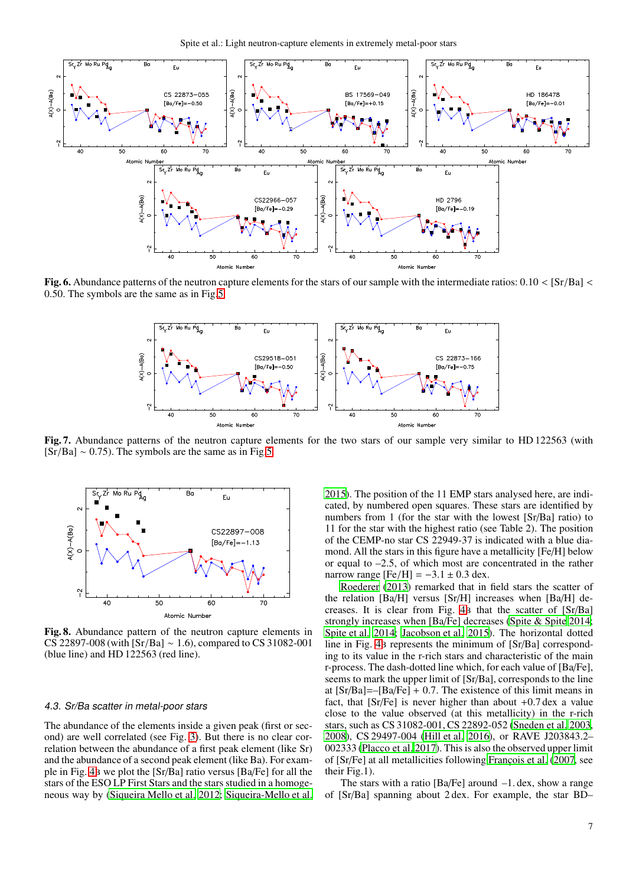**Fig. 6.** Abundance patterns of the neutron capture elements for the stars of our sample with the intermediate ratios: 0.10 < [Sr/Ba] < 0.50. The symbols are the same as in Fig 5.

**Fig. 7.** Abundance patterns of the neutron capture elements for the two stars of our sample very similar to HD 122563 (with [Sr/Ba] ∼ 0.75). The symbols are the same as in Fig 5.

**Fig. 8.** Abundance pattern of the neutron capture elements in CS 22897-008 (with [Sr/Ba] ∼ 1.6), compared to CS 31082-001 (blue line) and HD 122563 (red line).

### 4.3. Sr/Ba scatter in metal-poor stars

The abundance of the elements inside a given peak (first or second) are well correlated (see Fig. 3). But there is no clear correlation between the abundance of a first peak element (like Sr) and the abundance of a second peak element (like Ba). For example in Fig. 4b we plot the [Sr/Ba] ratio versus [Ba/Fe] for all the stars of the ESO LP First Stars and the stars studied in a homogeneous way by (Siqueira Mello et al. 2012; Siqueira-Mello et al. 2015). The position of the 11 EMP stars analysed here, are indicated, by numbered open squares. These stars are identified by numbers from 1 (for the star with the lowest [Sr/Ba] ratio) to 11 for the star with the highest ratio (see Table 2). The position of the CEMP-no star CS 22949-37 is indicated with a blue diamond. All the stars in this figure have a metallicity [Fe/H] below or equal to –2.5, of which most are concentrated in the rather narrow range [Fe/H] = −3.1 ± 0.3 dex.

Roederer (2013) remarked that in field stars the scatter of the relation [Ba/H] versus [Sr/H] increases when [Ba/H] decreases. It is clear from Fig. 4b that the scatter of [Sr/Ba] strongly increases when [Ba/Fe] decreases (Spite & Spite 2014; Spite et al. 2014; Jacobson et al. 2015). The horizontal dotted line in Fig. 4b represents the minimum of [Sr/Ba] corresponding to its value in the r-rich stars and characteristic of the main r-process. The dash-dotted line which, for each value of [Ba/Fe], seems to mark the upper limit of [Sr/Ba], corresponds to the line at [Sr/Ba]=–[Ba/Fe] + 0.7. The existence of this limit means in fact, that [Sr/Fe] is never higher than about +0.7 dex a value close to the value observed (at this metallicity) in the r-rich stars, such as CS 31082-001, CS 22892-052 (Sneden et al. 2003, 2008), CS 29497-004 (Hill et al. 2016), or RAVE J203843.2–002333 (Placco et al. 2017). This is also the observed upper limit of [Sr/Fe] at all metallicities following François et al. (2007, see their Fig.1).

The stars with a ratio [Ba/Fe] around –1. dex, show a range of [Sr/Ba] spanning about 2 dex. For example, the star BD–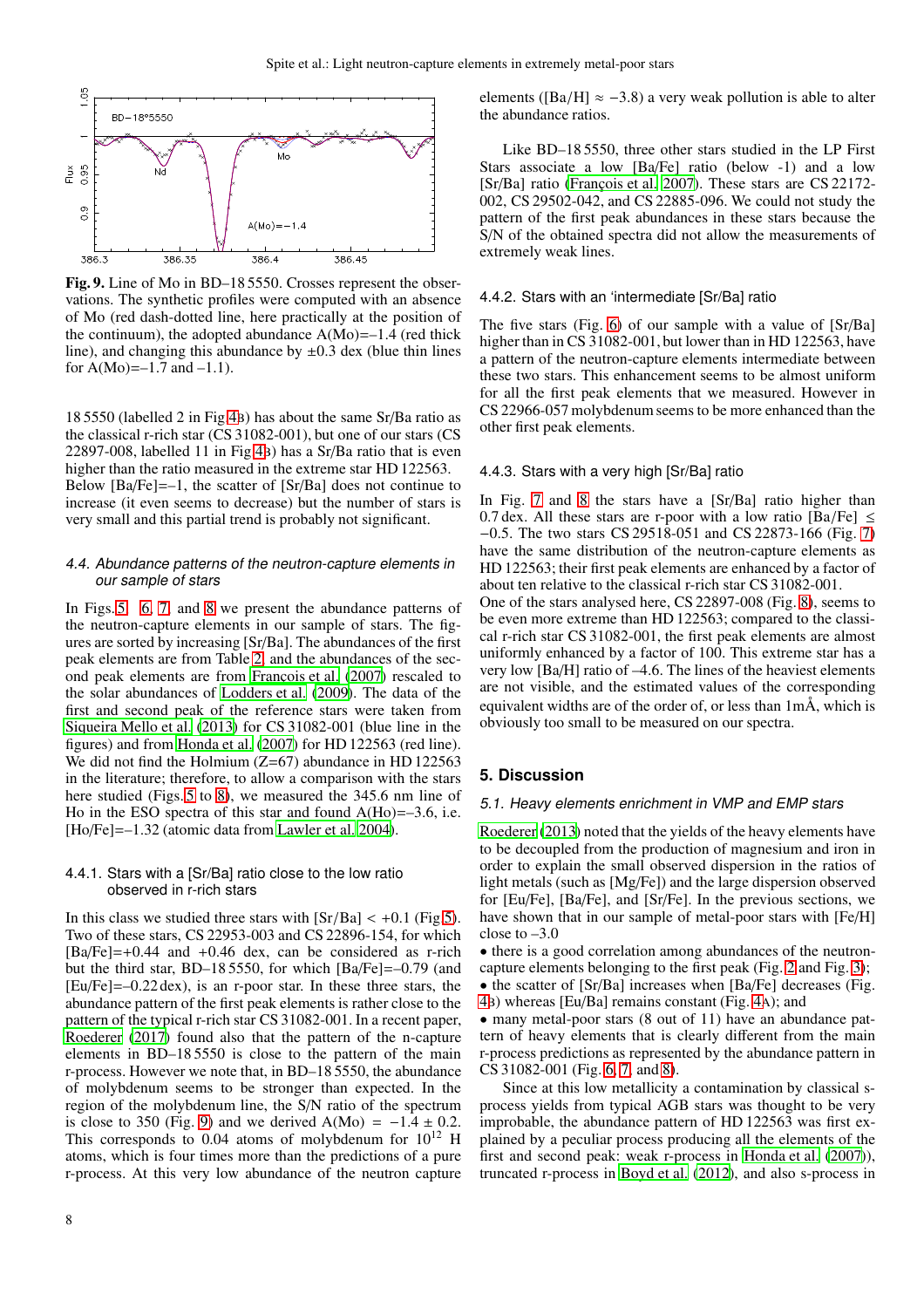Fig. 9. Line of Mo in BD–18 5550. Crosses represent the observations. The synthetic profiles were computed with an absence of Mo (red dash-dotted line, here practically at the position of the continuum), the adopted abundance A(Mo)=–1.4 (red thick line), and changing this abundance by ±0.3 dex (blue thin lines for A(Mo)=–1.7 and –1.1).

18 5550 (labelled 2 in Fig 4B) has about the same Sr/Ba ratio as the classical r-rich star (CS 31082-001), but one of our stars (CS 22897-008, labelled 11 in Fig 4B) has a Sr/Ba ratio that is even higher than the ratio measured in the extreme star HD 122563. Below [Ba/Fe]=–1, the scatter of [Sr/Ba] does not continue to increase (it even seems to decrease) but the number of stars is very small and this partial trend is probably not significant.

### 4.4. Abundance patterns of the neutron-capture elements in our sample of stars

In Figs. 5, 6, 7, and 8 we present the abundance patterns of the neutron-capture elements in our sample of stars. The figures are sorted by increasing [Sr/Ba]. The abundances of the first peak elements are from Table 2, and the abundances of the second peak elements are from Francois et al. (2007) rescaled to the solar abundances of Lodders et al. (2009). The data of the first and second peak of the reference stars were taken from Siqueira Mello et al. (2013) for CS 31082-001 (blue line in the figures) and from Honda et al. (2007) for HD 122563 (red line). We did not find the Holmium (Z=67) abundance in HD 122563 in the literature; therefore, to allow a comparison with the stars here studied (Figs. 5 to 8), we measured the 345.6 nm line of Ho in the ESO spectra of this star and found A(Ho)=–3.6, i.e. [Ho/Fe]=–1.32 (atomic data from Lawler et al. 2004).

#### 4.4.1. Stars with a [Sr/Ba] ratio close to the low ratio observed in r-rich stars

In this class we studied three stars with [Sr/Ba] < +0.1 (Fig 5). Two of these stars, CS 22953-003 and CS 22896-154, for which [Ba/Fe]=+0.44 and +0.46 dex, can be considered as r-rich but the third star, BD–18 5550, for which [Ba/Fe]=–0.79 (and [Eu/Fe]=–0.22 dex), is an r-poor star. In these three stars, the abundance pattern of the first peak elements is rather close to the pattern of the typical r-rich star CS 31082-001. In a recent paper, Roederer (2017) found also that the pattern of the n-capture elements in BD–18 5550 is close to the pattern of the main r-process. However we note that, in BD–18 5550, the abundance of molybdenum seems to be stronger than expected. In the region of the molybdenum line, the S/N ratio of the spectrum is close to 350 (Fig. 9) and we derived A(Mo) = $-1.4 \pm 0.2$. This corresponds to 0.04 atoms of molybdenum for $10^{12}$ H atoms, which is four times more than the predictions of a pure r-process. At this very low abundance of the neutron capture elements ([Ba/H] ≈ −3.8) a very weak pollution is able to alter the abundance ratios.

Like BD–18 5550, three other stars studied in the LP First Stars associate a low [Ba/Fe] ratio (below -1) and a low [Sr/Ba] ratio (François et al. 2007). These stars are CS 22172-002, CS 29502-042, and CS 22885-096. We could not study the pattern of the first peak abundances in these stars because the S/N of the obtained spectra did not allow the measurements of extremely weak lines.

#### 4.4.2. Stars with an 'intermediate [Sr/Ba] ratio

The five stars (Fig. 6) of our sample with a value of [Sr/Ba] higher than in CS 31082-001, but lower than in HD 122563, have a pattern of the neutron-capture elements intermediate between these two stars. This enhancement seems to be almost uniform for all the first peak elements that we measured. However in CS 22966-057 molybdenum seems to be more enhanced than the other first peak elements.

#### 4.4.3. Stars with a very high [Sr/Ba] ratio

In Fig. 7 and 8 the stars have a [Sr/Ba] ratio higher than 0.7 dex. All these stars are r-poor with a low ratio [Ba/Fe] ≤ −0.5. The two stars CS 29518-051 and CS 22873-166 (Fig. 7) have the same distribution of the neutron-capture elements as HD 122563; their first peak elements are enhanced by a factor of about ten relative to the classical r-rich star CS 31082-001.
One of the stars analysed here, CS 22897-008 (Fig. 8), seems to be even more extreme than HD 122563; compared to the classical r-rich star CS 31082-001, the first peak elements are almost uniformly enhanced by a factor of 100. This extreme star has a very low [Ba/H] ratio of –4.6. The lines of the heaviest elements are not visible, and the estimated values of the corresponding equivalent widths are of the order of, or less than 1mÅ, which is obviously too small to be measured on our spectra.

## 5. Discussion

### 5.1. Heavy elements enrichment in VMP and EMP stars

Roederer (2013) noted that the yields of the heavy elements have to be decoupled from the production of magnesium and iron in order to explain the small observed dispersion in the ratios of light metals (such as [Mg/Fe]) and the large dispersion observed for [Eu/Fe], [Ba/Fe], and [Sr/Fe]. In the previous sections, we have shown that in our sample of metal-poor stars with [Fe/H] close to –3.0

- there is a good correlation among abundances of the neutron-capture elements belonging to the first peak (Fig. 2 and Fig. 3);
- the scatter of [Sr/Ba] increases when [Ba/Fe] decreases (Fig. 4B) whereas [Eu/Ba] remains constant (Fig. 4A); and
- many metal-poor stars (8 out of 11) have an abundance pattern of heavy elements that is clearly different from the main r-process predictions as represented by the abundance pattern in CS 31082-001 (Fig. 6, 7, and 8).

Since at this low metallicity a contamination by classical s-process yields from typical AGB stars was thought to be very improbable, the abundance pattern of HD 122563 was first explained by a peculiar process producing all the elements of the first and second peak: weak r-process in Honda et al. (2007)), truncated r-process in Boyd et al. (2012), and also s-process in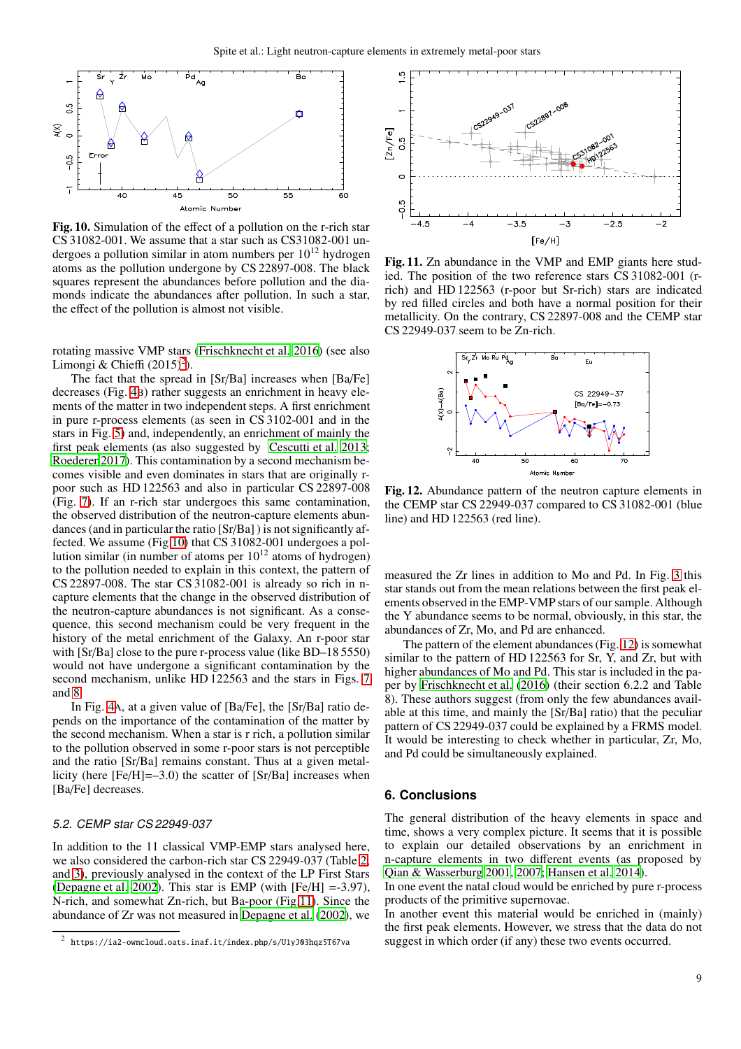**Fig. 10.** Simulation of the effect of a pollution on the r-rich star CS 31082-001. We assume that a star such as CS31082-001 undergoes a pollution similar in atom numbers per $10^{12}$ hydrogen atoms as the pollution undergone by CS 22897-008. The black squares represent the abundances before pollution and the diamonds indicate the abundances after pollution. In such a star, the effect of the pollution is almost not visible.

rotating massive VMP stars (Frischknecht et al. 2016) (see also Limongi & Chieffi (2015)[2]).

The fact that the spread in [Sr/Ba] increases when [Ba/Fe] decreases (Fig. 4B) rather suggests an enrichment in heavy elements of the matter in two independent steps. A first enrichment in pure r-process elements (as seen in CS 3102-001 and in the stars in Fig. 5) and, independently, an enrichment of mainly the first peak elements (as also suggested by Cescutti et al. 2013; Roederer 2017). This contamination by a second mechanism becomes visible and even dominates in stars that are originally r-poor such as HD 122563 and also in particular CS 22897-008 (Fig. 7). If an r-rich star undergoes this same contamination, the observed distribution of the neutron-capture elements abundances (and in particular the ratio [Sr/Ba] ) is not significantly affected. We assume (Fig 10) that CS 31082-001 undergoes a pollution similar (in number of atoms per $10^{12}$ atoms of hydrogen) to the pollution needed to explain in this context, the pattern of CS 22897-008. The star CS 31082-001 is already so rich in n-capture elements that the change in the observed distribution of the neutron-capture abundances is not significant. As a consequence, this second mechanism could be very frequent in the history of the metal enrichment of the Galaxy. An r-poor star with [Sr/Ba] close to the pure r-process value (like BD–18 5550) would not have undergone a significant contamination by the second mechanism, unlike HD 122563 and the stars in Figs. 7 and 8.

In Fig. 4A, at a given value of [Ba/Fe], the [Sr/Ba] ratio depends on the importance of the contamination of the matter by the second mechanism. When a star is r rich, a pollution similar to the pollution observed in some r-poor stars is not perceptible and the ratio [Sr/Ba] remains constant. Thus at a given metallicity (here [Fe/H]=–3.0) the scatter of [Sr/Ba] increases when [Ba/Fe] decreases.

### 5.2. CEMP star CS 22949-037

In addition to the 11 classical VMP-EMP stars analysed here, we also considered the carbon-rich star CS 22949-037 (Table 2 and 3), previously analysed in the context of the LP First Stars (Depagne et al. 2002). This star is EMP (with [Fe/H] =-3.97), N-rich, and somewhat Zn-rich, but Ba-poor (Fig 11). Since the abundance of Zr was not measured in Depagne et al. (2002), we measured the Zr lines in addition to Mo and Pd. In Fig. 3 this star stands out from the mean relations between the first peak elements observed in the EMP-VMP stars of our sample. Although the Y abundance seems to be normal, obviously, in this star, the abundances of Zr, Mo, and Pd are enhanced.

**Fig. 11.** Zn abundance in the VMP and EMP giants here studied. The position of the two reference stars CS 31082-001 (r-rich) and HD 122563 (r-poor but Sr-rich) stars are indicated by red filled circles and both have a normal position for their metallicity. On the contrary, CS 22897-008 and the CEMP star CS 22949-037 seem to be Zn-rich.

**Fig. 12.** Abundance pattern of the neutron capture elements in the CEMP star CS 22949-037 compared to CS 31082-001 (blue line) and HD 122563 (red line).

The pattern of the element abundances (Fig. 12) is somewhat similar to the pattern of HD 122563 for Sr, Y, and Zr, but with higher abundances of Mo and Pd. This star is included in the paper by Frischknecht et al. (2016) (their section 6.2.2 and Table 8). These authors suggest (from only the few abundances available at this time, and mainly the [Sr/Ba] ratio) that the peculiar pattern of CS 22949-037 could be explained by a FRMS model. It would be interesting to check whether in particular, Zr, Mo, and Pd could be simultaneously explained.

## 6. Conclusions

The general distribution of the heavy elements in space and time, shows a very complex picture. It seems that it is possible to explain our detailed observations by an enrichment in n-capture elements in two different events (as proposed by Qian & Wasserburg 2001, 2007; Hansen et al. 2014).

In one event the natal cloud would be enriched by pure r-process products of the primitive supernovae.

In another event this material would be enriched in (mainly) the first peak elements. However, we stress that the data do not suggest in which order (if any) these two events occurred.

[2] https://ia2-owncloud.oats.inaf.it/index.php/s/U1yJ03hqz5T67va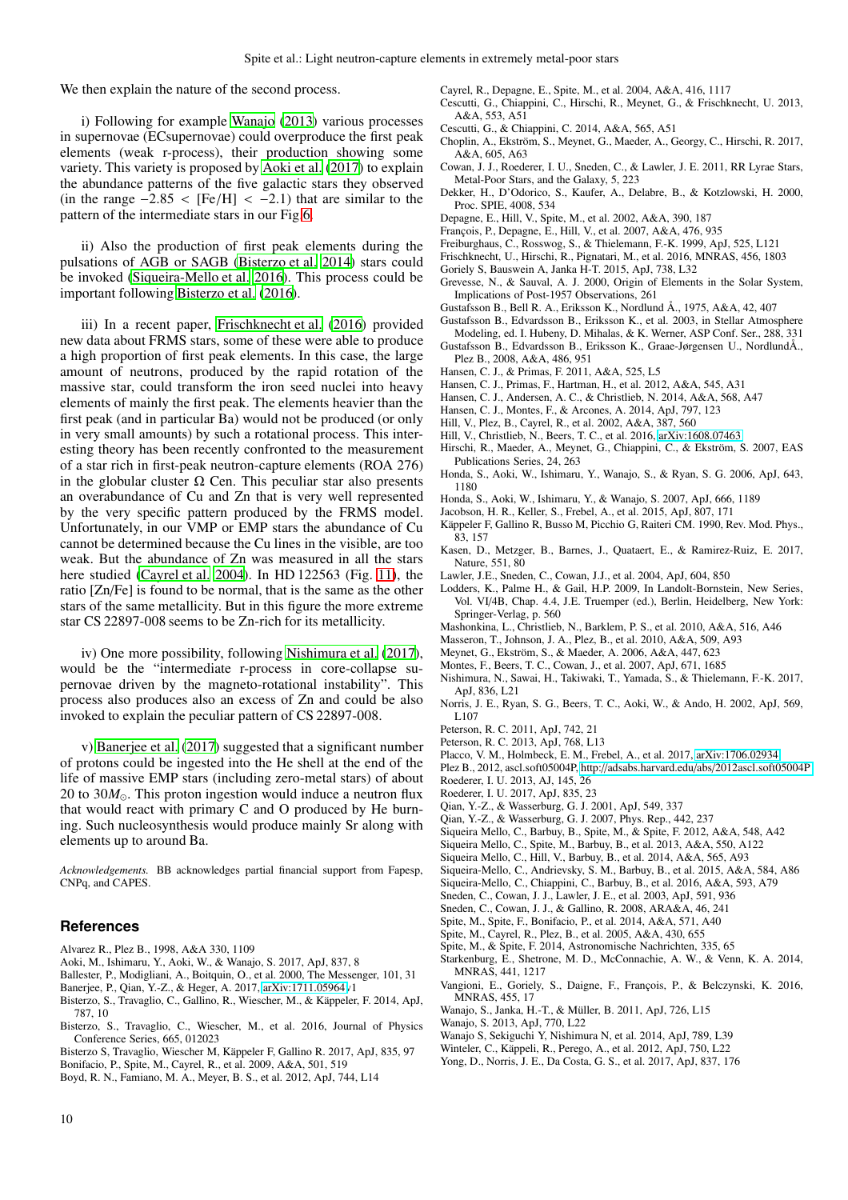We then explain the nature of the second process.

i) Following for example Wanajo (2013) various processes in supernovae (ECsupernovae) could overproduce the first peak elements (weak r-process), their production showing some variety. This variety is proposed by Aoki et al. (2017) to explain the abundance patterns of the five galactic stars they observed (in the range $-2.85 <$ [Fe/H] $< -2.1$) that are similar to the pattern of the intermediate stars in our Fig 6.

ii) Also the production of first peak elements during the pulsations of AGB or SAGB (Bisterzo et al. 2014) stars could be invoked (Siqueira-Mello et al. 2016). This process could be important following Bisterzo et al. (2016).

iii) In a recent paper, Frischknecht et al. (2016) provided new data about FRMS stars, some of these were able to produce a high proportion of first peak elements. In this case, the large amount of neutrons, produced by the rapid rotation of the massive star, could transform the iron seed nuclei into heavy elements of mainly the first peak. The elements heavier than the first peak (and in particular Ba) would not be produced (or only in very small amounts) by such a rotational process. This interesting theory has been recently confronted to the measurement of a star rich in first-peak neutron-capture elements (ROA 276) in the globular cluster $\Omega$ Cen. This peculiar star also presents an overabundance of Cu and Zn that is very well represented by the very specific pattern produced by the FRMS model. Unfortunately, in our VMP or EMP stars the abundance of Cu cannot be determined because the Cu lines in the visible, are too weak. But the abundance of Zn was measured in all the stars here studied (Cayrel et al. 2004). In HD 122563 (Fig. 11), the ratio [Zn/Fe] is found to be normal, that is the same as the other stars of the same metallicity. But in this figure the more extreme star CS 22897-008 seems to be Zn-rich for its metallicity.

iv) One more possibility, following Nishimura et al. (2017), would be the "intermediate r-process in core-collapse supernovae driven by the magneto-rotational instability". This process also produces also an excess of Zn and could be also invoked to explain the peculiar pattern of CS 22897-008.

v) Banerjee et al. (2017) suggested that a significant number of protons could be ingested into the He shell at the end of the life of massive EMP stars (including zero-metal stars) of about 20 to 30$M_{\odot}$. This proton ingestion would induce a neutron flux that would react with primary C and O produced by He burning. Such nucleosynthesis would produce mainly Sr along with elements up to around Ba.

*Acknowledgements.* BB acknowledges partial financial support from Fapesp, CNPq, and CAPES.

## References

Alvarez R., Plez B., 1998, A&A 330, 1109
Aoki, M., Ishimaru, Y., Aoki, W., & Wanajo, S. 2017, ApJ, 837, 8
Ballester, P., Modigliani, A., Boitquin, O., et al. 2000, The Messenger, 101, 31
Banerjee, P., Qian, Y.-Z., & Heger, A. 2017, arXiv:1711.05964v1
Bisterzo, S., Travaglio, C., Gallino, R., Wiescher, M., & Käppeler, F. 2014, ApJ, 787, 10
Bisterzo, S., Travaglio, C., Wiescher, M., et al. 2016, Journal of Physics Conference Series, 665, 012023
Bisterzo S, Travaglio, Wiescher M, Käppeler F, Gallino R. 2017, ApJ, 835, 97
Bonifacio, P., Spite, M., Cayrel, R., et al. 2009, A&A, 501, 519
Boyd, R. N., Famiano, M. A., Meyer, B. S., et al. 2012, ApJ, 744, L14
Cayrel, R., Depagne, E., Spite, M., et al. 2004, A&A, 416, 1117
Cescutti, G., Chiappini, C., Hirschi, R., Meynet, G., & Frischknecht, U. 2013, A&A, 553, A51
Cescutti, G., & Chiappini, C. 2014, A&A, 565, A51
Choplin, A., Ekström, S., Meynet, G., Maeder, A., Georgy, C., Hirschi, R. 2017, A&A, 605, A63
Cowan, J. J., Roederer, I. U., Sneden, C., & Lawler, J. E. 2011, RR Lyrae Stars, Metal-Poor Stars, and the Galaxy, 5, 223
Dekker, H., D'Odorico, S., Kaufer, A., Delabre, B., & Kotzlowski, H. 2000, Proc. SPIE, 4008, 534
Depagne, E., Hill, V., Spite, M., et al. 2002, A&A, 390, 187
François, P., Depagne, E., Hill, V., et al. 2007, A&A, 476, 935
Freiburghaus, C., Rosswog, S., & Thielemann, F.-K. 1999, ApJ, 525, L121
Frischknecht, U., Hirschi, R., Pignatari, M., et al. 2016, MNRAS, 456, 1803
Goriely S, Bauswein A, Janka H-T. 2015, ApJ, 738, L32
Grevesse, N., & Sauval, A. J. 2000, Origin of Elements in the Solar System, Implications of Post-1957 Observations, 261
Gustafsson B., Bell R. A., Eriksson K., Nordlund Å., 1975, A&A, 42, 407
Gustafsson B., Edvardsson B., Eriksson K., et al. 2003, in Stellar Atmosphere Modeling, ed. I. Hubeny, D. Mihalas, & K. Werner, ASP Conf. Ser., 288, 331
Gustafsson B., Edvardsson B., Eriksson K., Graae-Jørgensen U., NordlundÅ., Plez B., 2008, A&A, 486, 951
Hansen, C. J., & Primas, F. 2011, A&A, 525, L5
Hansen, C. J., Primas, F., Hartman, H., et al. 2012, A&A, 545, A31
Hansen, C. J., Andersen, A. C., & Christlieb, N. 2014, A&A, 568, A47
Hansen, C. J., Montes, F., & Arcones, A. 2014, ApJ, 797, 123
Hill, V., Plez, B., Cayrel, R., et al. 2002, A&A, 387, 560
Hill, V., Christlieb, N., Beers, T. C., et al. 2016, arXiv:1608.07463
Hirschi, R., Maeder, A., Meynet, G., Chiappini, C., & Ekström, S. 2007, EAS Publications Series, 24, 263
Honda, S., Aoki, W., Ishimaru, Y., Wanajo, S., & Ryan, S. G. 2006, ApJ, 643, 1180
Honda, S., Aoki, W., Ishimaru, Y., & Wanajo, S. 2007, ApJ, 666, 1189
Jacobson, H. R., Keller, S., Frebel, A., et al. 2015, ApJ, 807, 171
Käppeler F, Gallino R, Busso M, Picchio G, Raiteri CM. 1990, Rev. Mod. Phys., 83, 157
Kasen, D., Metzger, B., Barnes, J., Quataert, E., & Ramirez-Ruiz, E. 2017, Nature, 551, 80
Lawler, J.E., Sneden, C., Cowan, J.J., et al. 2004, ApJ, 604, 850
Lodders, K., Palme H., & Gail, H.P. 2009, In Landolt-Bornstein, New Series, Vol. VI/4B, Chap. 4.4, J.E. Truemper (ed.), Berlin, Heidelberg, New York: Springer-Verlag, p. 560
Mashonkina, L., Christlieb, N., Barklem, P. S., et al. 2010, A&A, 516, A46
Masseron, T., Johnson, J. A., Plez, B., et al. 2010, A&A, 509, A93
Meynet, G., Ekström, S., & Maeder, A. 2006, A&A, 447, 623
Montes, F., Beers, T. C., Cowan, J., et al. 2007, ApJ, 671, 1685
Nishimura, N., Sawai, H., Takiwaki, T., Yamada, S., & Thielemann, F.-K. 2017, ApJ, 836, L21
Norris, J. E., Ryan, S. G., Beers, T. C., Aoki, W., & Ando, H. 2002, ApJ, 569, L107
Peterson, R. C. 2011, ApJ, 742, 21
Peterson, R. C. 2013, ApJ, 768, L13
Placco, V. M., Holmbeck, E. M., Frebel, A., et al. 2017, arXiv:1706.02934
Plez B., 2012, ascl.soft05004P, http://adsabs.harvard.edu/abs/2012ascl.soft05004P
Roederer, I. U. 2013, AJ, 145, 26
Roederer, I. U. 2017, ApJ, 835, 23
Qian, Y.-Z., & Wasserburg, G. J. 2001, ApJ, 549, 337
Qian, Y.-Z., & Wasserburg, G. J. 2007, Phys. Rep., 442, 237
Siqueira Mello, C., Barbuy, B., Spite, M., & Spite, F. 2012, A&A, 548, A42
Siqueira Mello, C., Spite, M., Barbuy, B., et al. 2013, A&A, 550, A122
Siqueira Mello, C., Hill, V., Barbuy, B., et al. 2014, A&A, 565, A93
Siqueira-Mello, C., Andrievsky, S. M., Barbuy, B., et al. 2015, A&A, 584, A86
Siqueira-Mello, C., Chiappini, C., Barbuy, B., et al. 2016, A&A, 593, A79
Sneden, C., Cowan, J. J., Lawler, J. E., et al. 2003, ApJ, 591, 936
Sneden, C., Cowan, J. J., & Gallino, R. 2008, ARA&A, 46, 241
Spite, M., Spite, F., Bonifacio, P., et al. 2014, A&A, 571, A40
Spite, M., Cayrel, R., Plez, B., et al. 2005, A&A, 430, 655
Spite, M., & Spite, F. 2014, Astronomische Nachrichten, 335, 65
Starkenburg, E., Shetrone, M. D., McConnachie, A. W., & Venn, K. A. 2014, MNRAS, 441, 1217
Vangioni, E., Goriely, S., Daigne, F., François, P., & Belczynski, K. 2016, MNRAS, 455, 17
Wanajo, S., Janka, H.-T., & Müller, B. 2011, ApJ, 726, L15
Wanajo, S. 2013, ApJ, 770, L22
Wanajo S, Sekiguchi Y, Nishimura N, et al. 2014, ApJ, 789, L39
Winteler, C., Käppeli, R., Perego, A., et al. 2012, ApJ, 750, L22
Yong, D., Norris, J. E., Da Costa, G. S., et al. 2017, ApJ, 837, 176